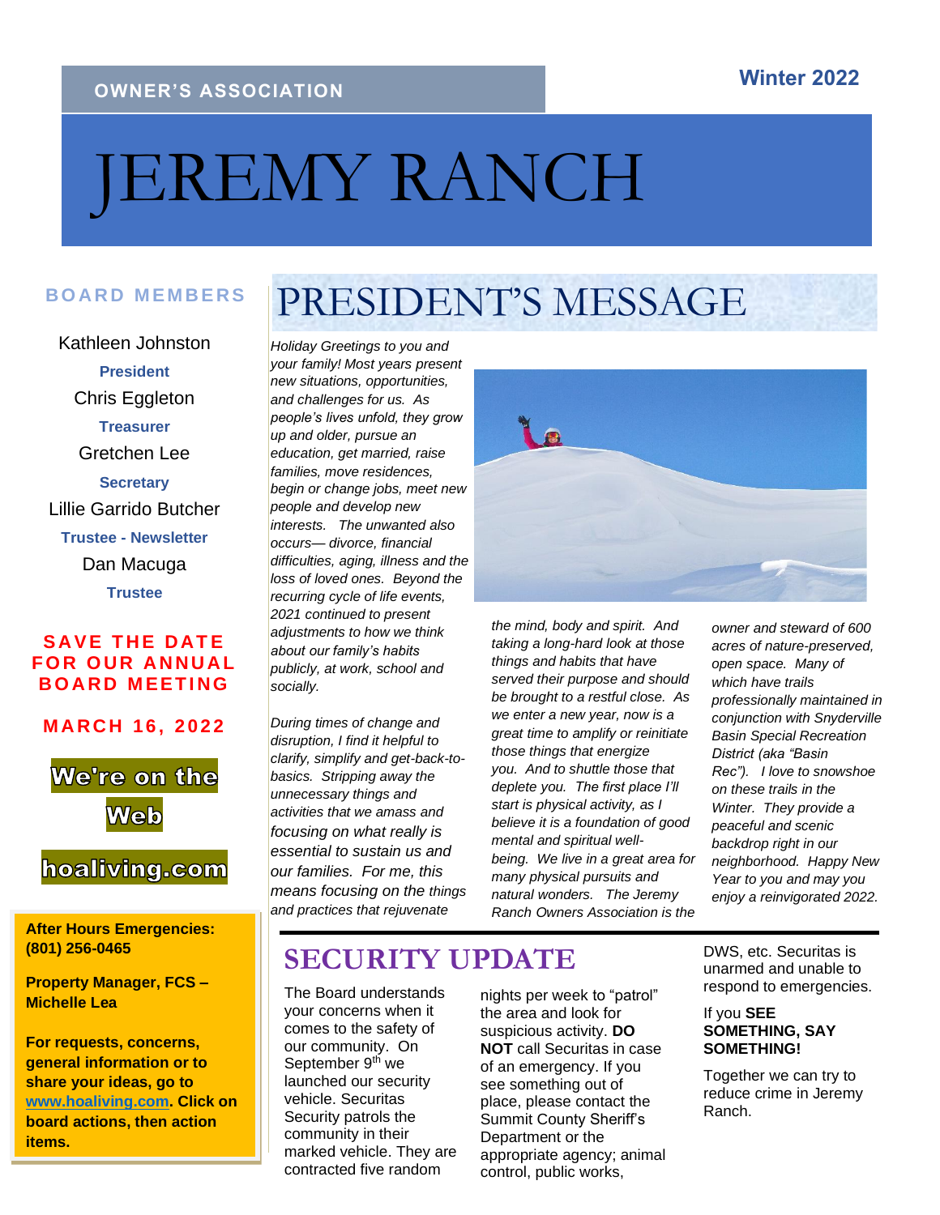OWNER'S ASSOCIATION

**Winter 2022**

# JEREMY RANCH

## BOARD MEMBERS

Kathleen Johnston
**President**

Chris Eggleton
**Treasurer**

Gretchen Lee
**Secretary**

Lillie Garrido Butcher
**Trustee - Newsletter**

Dan Macuga
**Trustee**

**SAVE THE DATE FOR OUR ANNUAL BOARD MEETING**

**MARCH 16, 2022**

**We're on the Web**

**hoaliving.com**

**After Hours Emergencies: (801) 256-0465**

**Property Manager, FCS – Michelle Lea**

**For requests, concerns, general information or to share your ideas, go to [www.hoaliving.com](http://www.hoaliving.com). Click on board actions, then action items.**

# PRESIDENT'S MESSAGE

*Holiday Greetings to you and your family! Most years present new situations, opportunities, and challenges for us. As people's lives unfold, they grow up and older, pursue an education, get married, raise families, move residences, begin or change jobs, meet new people and develop new interests. The unwanted also occurs— divorce, financial difficulties, aging, illness and the loss of loved ones. Beyond the recurring cycle of life events, 2021 continued to present adjustments to how we think about our family's habits publicly, at work, school and socially.*

*During times of change and disruption, I find it helpful to clarify, simplify and get-back-to-basics. Stripping away the unnecessary things and activities that we amass and focusing on what really is essential to sustain us and our families. For me, this means focusing on the things and practices that rejuvenate the mind, body and spirit. And taking a long-hard look at those things and habits that have served their purpose and should be brought to a restful close. As we enter a new year, now is a great time to amplify or reinitiate those things that energize you. And to shuttle those that deplete you. The first place I'll start is physical activity, as I believe it is a foundation of good mental and spiritual well-being. We live in a great area for many physical pursuits and natural wonders. The Jeremy Ranch Owners Association is the owner and steward of 600 acres of nature-preserved, open space. Many of which have trails professionally maintained in conjunction with Snyderville Basin Special Recreation District (aka "Basin Rec"). I love to snowshoe on these trails in the Winter. They provide a peaceful and scenic backdrop right in our neighborhood. Happy New Year to you and may you enjoy a reinvigorated 2022.*

# SECURITY UPDATE

The Board understands your concerns when it comes to the safety of our community. On September 9th we launched our security vehicle. Securitas Security patrols the community in their marked vehicle. They are contracted five random nights per week to "patrol" the area and look for suspicious activity. **DO NOT** call Securitas in case of an emergency. If you see something out of place, please contact the Summit County Sheriff's Department or the appropriate agency; animal control, public works, DWS, etc. Securitas is unarmed and unable to respond to emergencies.

If you **SEE SOMETHING, SAY SOMETHING!**

Together we can try to reduce crime in Jeremy Ranch.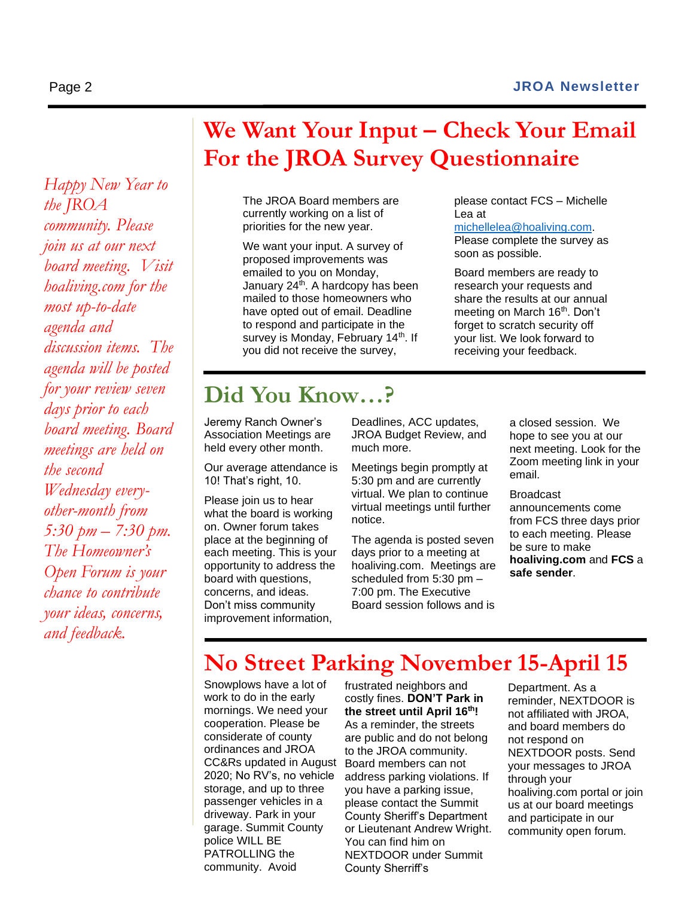*Happy New Year to the JROA community. Please join us at our next board meeting. Visit hoaliving.com for the most up-to-date agenda and discussion items. The agenda will be posted for your review seven days prior to each board meeting. Board meetings are held on the second Wednesday every-other-month from 5:30 pm – 7:30 pm. The Homeowner's Open Forum is your chance to contribute your ideas, concerns, and feedback.*

# We Want Your Input – Check Your Email For the JROA Survey Questionnaire

The JROA Board members are currently working on a list of priorities for the new year.

We want your input. A survey of proposed improvements was emailed to you on Monday, January 24th. A hardcopy has been mailed to those homeowners who have opted out of email. Deadline to respond and participate in the survey is Monday, February 14th. If you did not receive the survey, please contact FCS – Michelle Lea at michellelea@hoaliving.com. Please complete the survey as soon as possible.

Board members are ready to research your requests and share the results at our annual meeting on March 16th. Don't forget to scratch security off your list. We look forward to receiving your feedback.

# Did You Know…?

Jeremy Ranch Owner's Association Meetings are held every other month.

Our average attendance is 10! That's right, 10.

Please join us to hear what the board is working on. Owner forum takes place at the beginning of each meeting. This is your opportunity to address the board with questions, concerns, and ideas. Don't miss community improvement information, Deadlines, ACC updates, JROA Budget Review, and much more.

Meetings begin promptly at 5:30 pm and are currently virtual. We plan to continue virtual meetings until further notice.

The agenda is posted seven days prior to a meeting at hoaliving.com. Meetings are scheduled from 5:30 pm – 7:00 pm. The Executive Board session follows and is a closed session. We hope to see you at our next meeting. Look for the Zoom meeting link in your email.

Broadcast announcements come from FCS three days prior to each meeting. Please be sure to make **hoaliving.com** and **FCS** a **safe sender**.

# No Street Parking November 15-April 15

Snowplows have a lot of work to do in the early mornings. We need your cooperation. Please be considerate of county ordinances and JROA CC&Rs updated in August 2020; No RV's, no vehicle storage, and up to three passenger vehicles in a driveway. Park in your garage. Summit County police WILL BE PATROLLING the community. Avoid frustrated neighbors and costly fines. **DON'T Park in the street until April 16th!** As a reminder, the streets are public and do not belong to the JROA community. Board members can not address parking violations. If you have a parking issue, please contact the Summit County Sheriff's Department or Lieutenant Andrew Wright. You can find him on NEXTDOOR under Summit County Sherriff's Department. As a reminder, NEXTDOOR is not affiliated with JROA, and board members do not respond on NEXTDOOR posts. Send your messages to JROA through your hoaliving.com portal or join us at our board meetings and participate in our community open forum.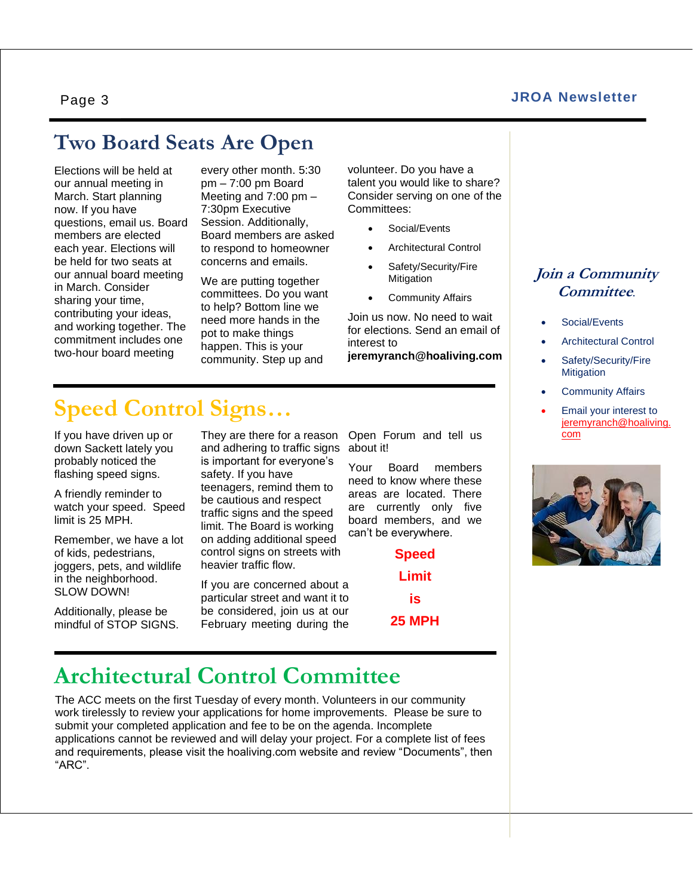# Two Board Seats Are Open

Elections will be held at our annual meeting in March. Start planning now. If you have questions, email us. Board members are elected each year. Elections will be held for two seats at our annual board meeting in March. Consider sharing your time, contributing your ideas, and working together. The commitment includes one two-hour board meeting every other month. 5:30 pm – 7:00 pm Board Meeting and 7:00 pm – 7:30pm Executive Session. Additionally, Board members are asked to respond to homeowner concerns and emails.

We are putting together committees. Do you want to help? Bottom line we need more hands in the pot to make things happen. This is your community. Step up and volunteer. Do you have a talent you would like to share? Consider serving on one of the Committees:

- Social/Events
- Architectural Control
- Safety/Security/Fire Mitigation
- Community Affairs

Join us now. No need to wait for elections. Send an email of interest to **jeremyranch@hoaliving.com**

# Speed Control Signs…

If you have driven up or down Sackett lately you probably noticed the flashing speed signs.

A friendly reminder to watch your speed. Speed limit is 25 MPH.

Remember, we have a lot of kids, pedestrians, joggers, pets, and wildlife in the neighborhood. SLOW DOWN!

Additionally, please be mindful of STOP SIGNS. They are there for a reason and adhering to traffic signs is important for everyone's safety. If you have teenagers, remind them to be cautious and respect traffic signs and the speed limit. The Board is working on adding additional speed control signs on streets with heavier traffic flow.

If you are concerned about a particular street and want it to be considered, join us at our February meeting during the Open Forum and tell us about it!

Your Board members need to know where these areas are located. There are currently only five board members, and we can't be everywhere.

**Speed Limit is 25 MPH**

# Architectural Control Committee

The ACC meets on the first Tuesday of every month. Volunteers in our community work tirelessly to review your applications for home improvements. Please be sure to submit your completed application and fee to be on the agenda. Incomplete applications cannot be reviewed and will delay your project. For a complete list of fees and requirements, please visit the hoaliving.com website and review "Documents", then "ARC".

## *Join a Community Committee.*

- Social/Events
- Architectural Control
- Safety/Security/Fire Mitigation
- Community Affairs
- Email your interest to jeremyranch@hoaliving.com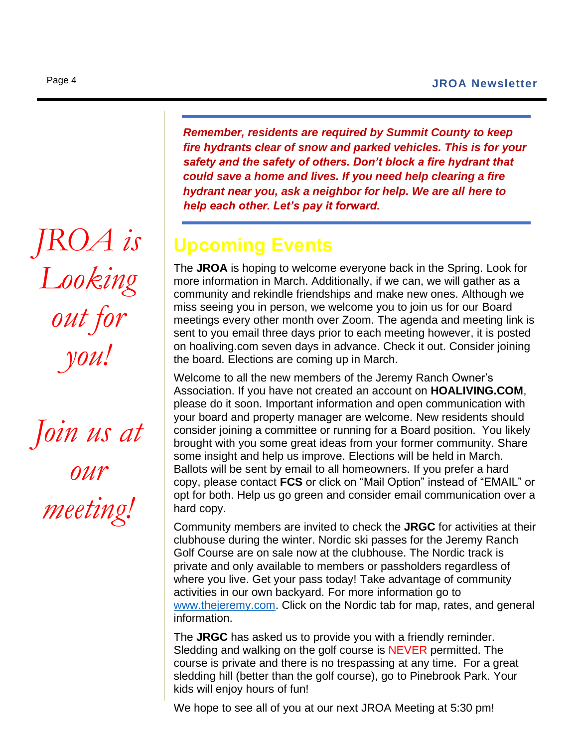*JROA is Looking out for you!*

*Join us at our meeting!*

***Remember, residents are required by Summit County to keep fire hydrants clear of snow and parked vehicles. This is for your safety and the safety of others. Don't block a fire hydrant that could save a home and lives. If you need help clearing a fire hydrant near you, ask a neighbor for help. We are all here to help each other. Let's pay it forward.***

## Upcoming Events

The **JROA** is hoping to welcome everyone back in the Spring. Look for more information in March. Additionally, if we can, we will gather as a community and rekindle friendships and make new ones. Although we miss seeing you in person, we welcome you to join us for our Board meetings every other month over Zoom. The agenda and meeting link is sent to you email three days prior to each meeting however, it is posted on hoaliving.com seven days in advance. Check it out. Consider joining the board. Elections are coming up in March.

Welcome to all the new members of the Jeremy Ranch Owner's Association. If you have not created an account on **HOALIVING.COM**, please do it soon. Important information and open communication with your board and property manager are welcome. New residents should consider joining a committee or running for a Board position. You likely brought with you some great ideas from your former community. Share some insight and help us improve. Elections will be held in March. Ballots will be sent by email to all homeowners. If you prefer a hard copy, please contact **FCS** or click on "Mail Option" instead of "EMAIL" or opt for both. Help us go green and consider email communication over a hard copy.

Community members are invited to check the **JRGC** for activities at their clubhouse during the winter. Nordic ski passes for the Jeremy Ranch Golf Course are on sale now at the clubhouse. The Nordic track is private and only available to members or passholders regardless of where you live. Get your pass today! Take advantage of community activities in our own backyard. For more information go to [www.thejeremy.com](http://www.thejeremy.com). Click on the Nordic tab for map, rates, and general information.

The **JRGC** has asked us to provide you with a friendly reminder. Sledding and walking on the golf course is NEVER permitted. The course is private and there is no trespassing at any time. For a great sledding hill (better than the golf course), go to Pinebrook Park. Your kids will enjoy hours of fun!

We hope to see all of you at our next JROA Meeting at 5:30 pm!